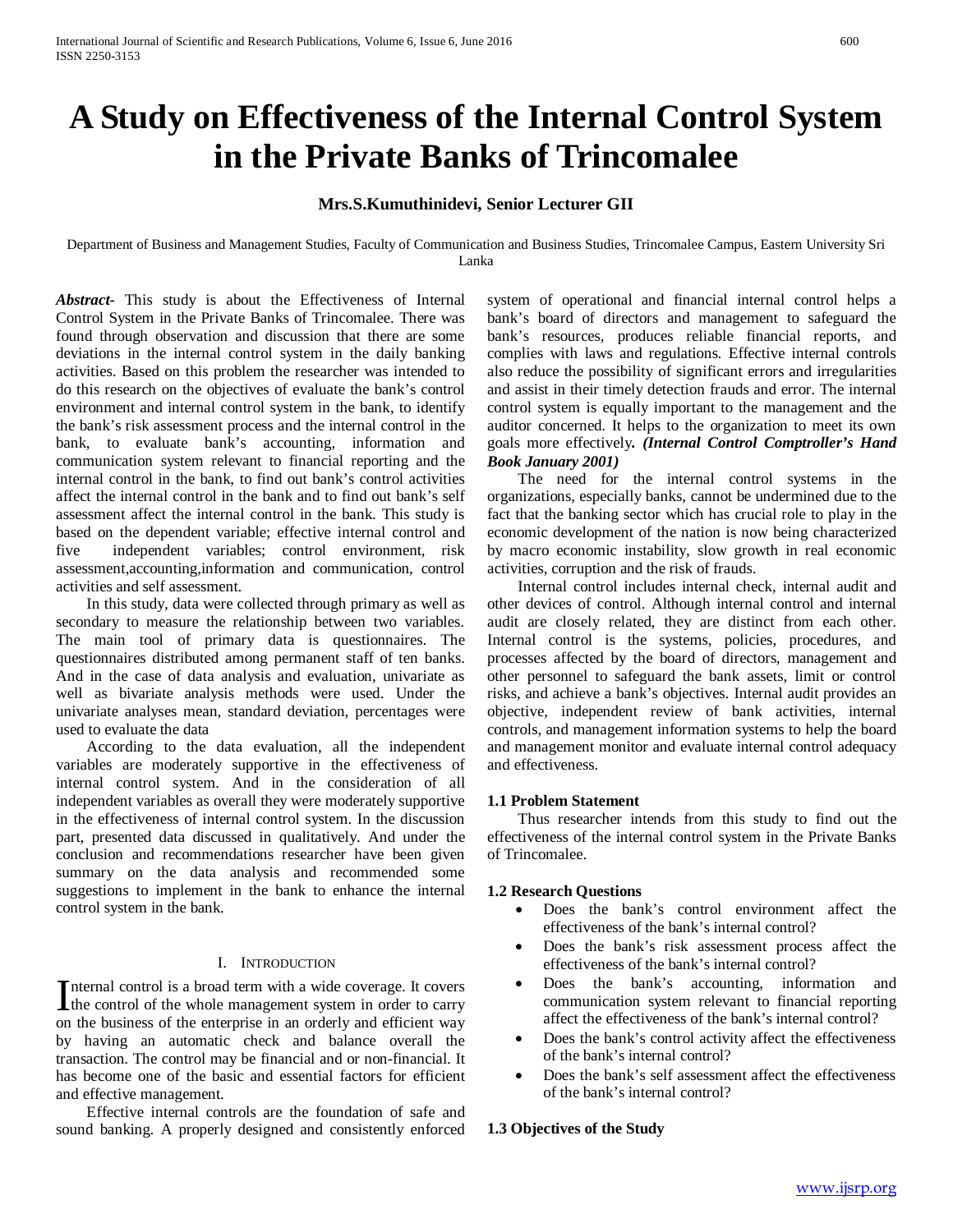# A Study on Effectiveness of the Internal Control System in the Private Banks of Trincomalee

**Mrs.S.Kumuthinidevi, Senior Lecturer GII**

Department of Business and Management Studies, Faculty of Communication and Business Studies, Trincomalee Campus, Eastern University Sri Lanka

***Abstract-*** This study is about the Effectiveness of Internal Control System in the Private Banks of Trincomalee. There was found through observation and discussion that there are some deviations in the internal control system in the daily banking activities. Based on this problem the researcher was intended to do this research on the objectives of evaluate the bank's control environment and internal control system in the bank, to identify the bank's risk assessment process and the internal control in the bank, to evaluate bank's accounting, information and communication system relevant to financial reporting and the internal control in the bank, to find out bank's control activities affect the internal control in the bank and to find out bank's self assessment affect the internal control in the bank. This study is based on the dependent variable; effective internal control and five independent variables; control environment, risk assessment,accounting,information and communication, control activities and self assessment.

In this study, data were collected through primary as well as secondary to measure the relationship between two variables. The main tool of primary data is questionnaires. The questionnaires distributed among permanent staff of ten banks. And in the case of data analysis and evaluation, univariate as well as bivariate analysis methods were used. Under the univariate analyses mean, standard deviation, percentages were used to evaluate the data

According to the data evaluation, all the independent variables are moderately supportive in the effectiveness of internal control system. And in the consideration of all independent variables as overall they were moderately supportive in the effectiveness of internal control system. In the discussion part, presented data discussed in qualitatively. And under the conclusion and recommendations researcher have been given summary on the data analysis and recommended some suggestions to implement in the bank to enhance the internal control system in the bank.

## I. Introduction

Internal control is a broad term with a wide coverage. It covers the control of the whole management system in order to carry on the business of the enterprise in an orderly and efficient way by having an automatic check and balance overall the transaction. The control may be financial and or non-financial. It has become one of the basic and essential factors for efficient and effective management.

Effective internal controls are the foundation of safe and sound banking. A properly designed and consistently enforced system of operational and financial internal control helps a bank's board of directors and management to safeguard the bank's resources, produces reliable financial reports, and complies with laws and regulations. Effective internal controls also reduce the possibility of significant errors and irregularities and assist in their timely detection frauds and error. The internal control system is equally important to the management and the auditor concerned. It helps to the organization to meet its own goals more effectively*. **(Internal Control Comptroller's Hand Book January 2001)***

The need for the internal control systems in the organizations, especially banks, cannot be undermined due to the fact that the banking sector which has crucial role to play in the economic development of the nation is now being characterized by macro economic instability, slow growth in real economic activities, corruption and the risk of frauds.

Internal control includes internal check, internal audit and other devices of control. Although internal control and internal audit are closely related, they are distinct from each other. Internal control is the systems, policies, procedures, and processes affected by the board of directors, management and other personnel to safeguard the bank assets, limit or control risks, and achieve a bank's objectives. Internal audit provides an objective, independent review of bank activities, internal controls, and management information systems to help the board and management monitor and evaluate internal control adequacy and effectiveness.

### 1.1 Problem Statement

Thus researcher intends from this study to find out the effectiveness of the internal control system in the Private Banks of Trincomalee.

### 1.2 Research Questions

- Does the bank's control environment affect the effectiveness of the bank's internal control?
- Does the bank's risk assessment process affect the effectiveness of the bank's internal control?
- Does the bank's accounting, information and communication system relevant to financial reporting affect the effectiveness of the bank's internal control?
- Does the bank's control activity affect the effectiveness of the bank's internal control?
- Does the bank's self assessment affect the effectiveness of the bank's internal control?

### 1.3 Objectives of the Study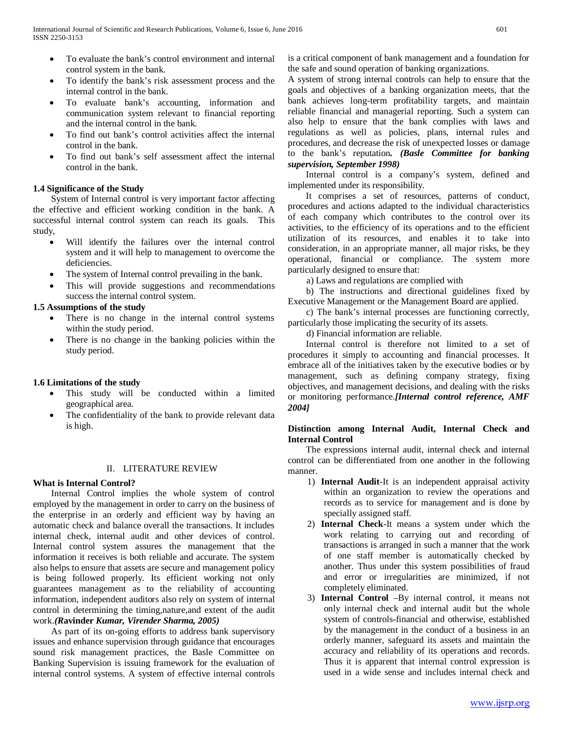- To evaluate the bank's control environment and internal control system in the bank.
- To identify the bank's risk assessment process and the internal control in the bank.
- To evaluate bank's accounting, information and communication system relevant to financial reporting and the internal control in the bank.
- To find out bank's control activities affect the internal control in the bank.
- To find out bank's self assessment affect the internal control in the bank.

### 1.4 Significance of the Study

System of Internal control is very important factor affecting the effective and efficient working condition in the bank. A successful internal control system can reach its goals. This study,

- Will identify the failures over the internal control system and it will help to management to overcome the deficiencies.
- The system of Internal control prevailing in the bank.
- This will provide suggestions and recommendations success the internal control system.

### 1.5 Assumptions of the study

- There is no change in the internal control systems within the study period.
- There is no change in the banking policies within the study period.

### 1.6 Limitations of the study

- This study will be conducted within a limited geographical area.
- The confidentiality of the bank to provide relevant data is high.

## II. LITERATURE REVIEW

### What is Internal Control?

Internal Control implies the whole system of control employed by the management in order to carry on the business of the enterprise in an orderly and efficient way by having an automatic check and balance overall the transactions. It includes internal check, internal audit and other devices of control. Internal control system assures the management that the information it receives is both reliable and accurate. The system also helps to ensure that assets are secure and management policy is being followed properly. Its efficient working not only guarantees management as to the reliability of accounting information, independent auditors also rely on system of internal control in determining the timing,nature,and extent of the audit work.***(*Ravinder *Kumar, Virender Sharma, 2005)***

As part of its on-going efforts to address bank supervisory issues and enhance supervision through guidance that encourages sound risk management practices, the Basle Committee on Banking Supervision is issuing framework for the evaluation of internal control systems. A system of effective internal controls is a critical component of bank management and a foundation for the safe and sound operation of banking organizations.

A system of strong internal controls can help to ensure that the goals and objectives of a banking organization meets, that the bank achieves long-term profitability targets, and maintain reliable financial and managerial reporting. Such a system can also help to ensure that the bank complies with laws and regulations as well as policies, plans, internal rules and procedures, and decrease the risk of unexpected losses or damage to the bank's reputation***. (Basle Committee for banking supervision, September 1998)***

Internal control is a company's system, defined and implemented under its responsibility.

It comprises a set of resources, patterns of conduct, procedures and actions adapted to the individual characteristics of each company which contributes to the control over its activities, to the efficiency of its operations and to the efficient utilization of its resources, and enables it to take into consideration, in an appropriate manner, all major risks, be they operational, financial or compliance. The system more particularly designed to ensure that:

a) Laws and regulations are complied with

b) The instructions and directional guidelines fixed by Executive Management or the Management Board are applied.

c) The bank's internal processes are functioning correctly, particularly those implicating the security of its assets.

d) Financial information are reliable.

Internal control is therefore not limited to a set of procedures it simply to accounting and financial processes. It embrace all of the initiatives taken by the executive bodies or by management, such as defining company strategy, fixing objectives, and management decisions, and dealing with the risks or monitoring performance.***[Internal control reference, AMF 2004]***

### Distinction among Internal Audit, Internal Check and Internal Control

The expressions internal audit, internal check and internal control can be differentiated from one another in the following manner.

1) **Internal Audit**-It is an independent appraisal activity within an organization to review the operations and records as to service for management and is done by specially assigned staff.
2) **Internal Check**-It means a system under which the work relating to carrying out and recording of transactions is arranged in such a manner that the work of one staff member is automatically checked by another. Thus under this system possibilities of fraud and error or irregularities are minimized, if not completely eliminated.
3) **Internal Control** –By internal control, it means not only internal check and internal audit but the whole system of controls-financial and otherwise, established by the management in the conduct of a business in an orderly manner, safeguard its assets and maintain the accuracy and reliability of its operations and records. Thus it is apparent that internal control expression is used in a wide sense and includes internal check and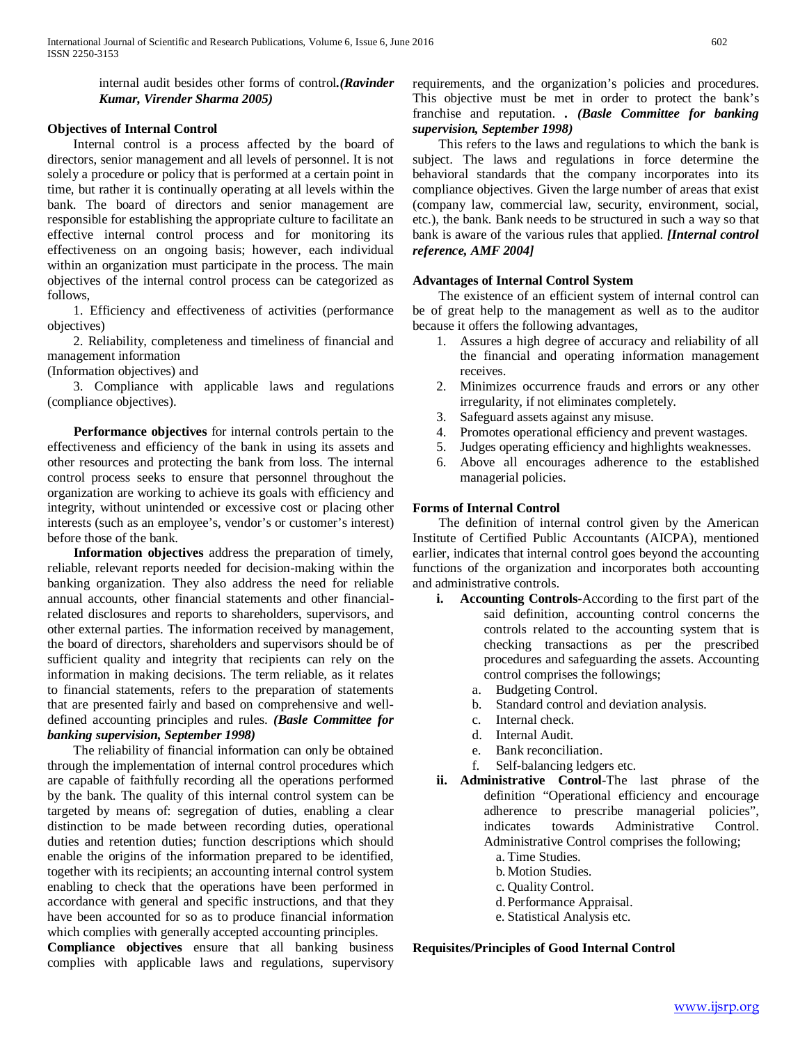internal audit besides other forms of control.*(Ravinder Kumar, Virender Sharma 2005)*

### Objectives of Internal Control

Internal control is a process affected by the board of directors, senior management and all levels of personnel. It is not solely a procedure or policy that is performed at a certain point in time, but rather it is continually operating at all levels within the bank. The board of directors and senior management are responsible for establishing the appropriate culture to facilitate an effective internal control process and for monitoring its effectiveness on an ongoing basis; however, each individual within an organization must participate in the process. The main objectives of the internal control process can be categorized as follows,

1. Efficiency and effectiveness of activities (performance objectives)

2. Reliability, completeness and timeliness of financial and management information
(Information objectives) and

3. Compliance with applicable laws and regulations (compliance objectives).

**Performance objectives** for internal controls pertain to the effectiveness and efficiency of the bank in using its assets and other resources and protecting the bank from loss. The internal control process seeks to ensure that personnel throughout the organization are working to achieve its goals with efficiency and integrity, without unintended or excessive cost or placing other interests (such as an employee's, vendor's or customer's interest) before those of the bank.

**Information objectives** address the preparation of timely, reliable, relevant reports needed for decision-making within the banking organization. They also address the need for reliable annual accounts, other financial statements and other financial-related disclosures and reports to shareholders, supervisors, and other external parties. The information received by management, the board of directors, shareholders and supervisors should be of sufficient quality and integrity that recipients can rely on the information in making decisions. The term reliable, as it relates to financial statements, refers to the preparation of statements that are presented fairly and based on comprehensive and well-defined accounting principles and rules. ***(Basle Committee for banking supervision, September 1998)***

The reliability of financial information can only be obtained through the implementation of internal control procedures which are capable of faithfully recording all the operations performed by the bank. The quality of this internal control system can be targeted by means of: segregation of duties, enabling a clear distinction to be made between recording duties, operational duties and retention duties; function descriptions which should enable the origins of the information prepared to be identified, together with its recipients; an accounting internal control system enabling to check that the operations have been performed in accordance with general and specific instructions, and that they have been accounted for so as to produce financial information which complies with generally accepted accounting principles.

**Compliance objectives** ensure that all banking business complies with applicable laws and regulations, supervisory requirements, and the organization's policies and procedures. This objective must be met in order to protect the bank's franchise and reputation. **. *(Basle Committee for banking supervision, September 1998)***

This refers to the laws and regulations to which the bank is subject. The laws and regulations in force determine the behavioral standards that the company incorporates into its compliance objectives. Given the large number of areas that exist (company law, commercial law, security, environment, social, etc.), the bank. Bank needs to be structured in such a way so that bank is aware of the various rules that applied. ***[Internal control reference, AMF 2004]***

### Advantages of Internal Control System

The existence of an efficient system of internal control can be of great help to the management as well as to the auditor because it offers the following advantages,

1. Assures a high degree of accuracy and reliability of all the financial and operating information management receives.
2. Minimizes occurrence frauds and errors or any other irregularity, if not eliminates completely.
3. Safeguard assets against any misuse.
4. Promotes operational efficiency and prevent wastages.
5. Judges operating efficiency and highlights weaknesses.
6. Above all encourages adherence to the established managerial policies.

### Forms of Internal Control

The definition of internal control given by the American Institute of Certified Public Accountants (AICPA), mentioned earlier, indicates that internal control goes beyond the accounting functions of the organization and incorporates both accounting and administrative controls.

- **i. Accounting Controls**-According to the first part of the said definition, accounting control concerns the controls related to the accounting system that is checking transactions as per the prescribed procedures and safeguarding the assets. Accounting control comprises the followings;
  - a. Budgeting Control.
  - b. Standard control and deviation analysis.
  - c. Internal check.
  - d. Internal Audit.
  - e. Bank reconciliation.
  - f. Self-balancing ledgers etc.
- **ii. Administrative Control**-The last phrase of the definition "Operational efficiency and encourage adherence to prescribe managerial policies", indicates towards Administrative Control. Administrative Control comprises the following;
  - a. Time Studies.
  - b. Motion Studies.
  - c. Quality Control.
  - d. Performance Appraisal.
  - e. Statistical Analysis etc.

### Requisites/Principles of Good Internal Control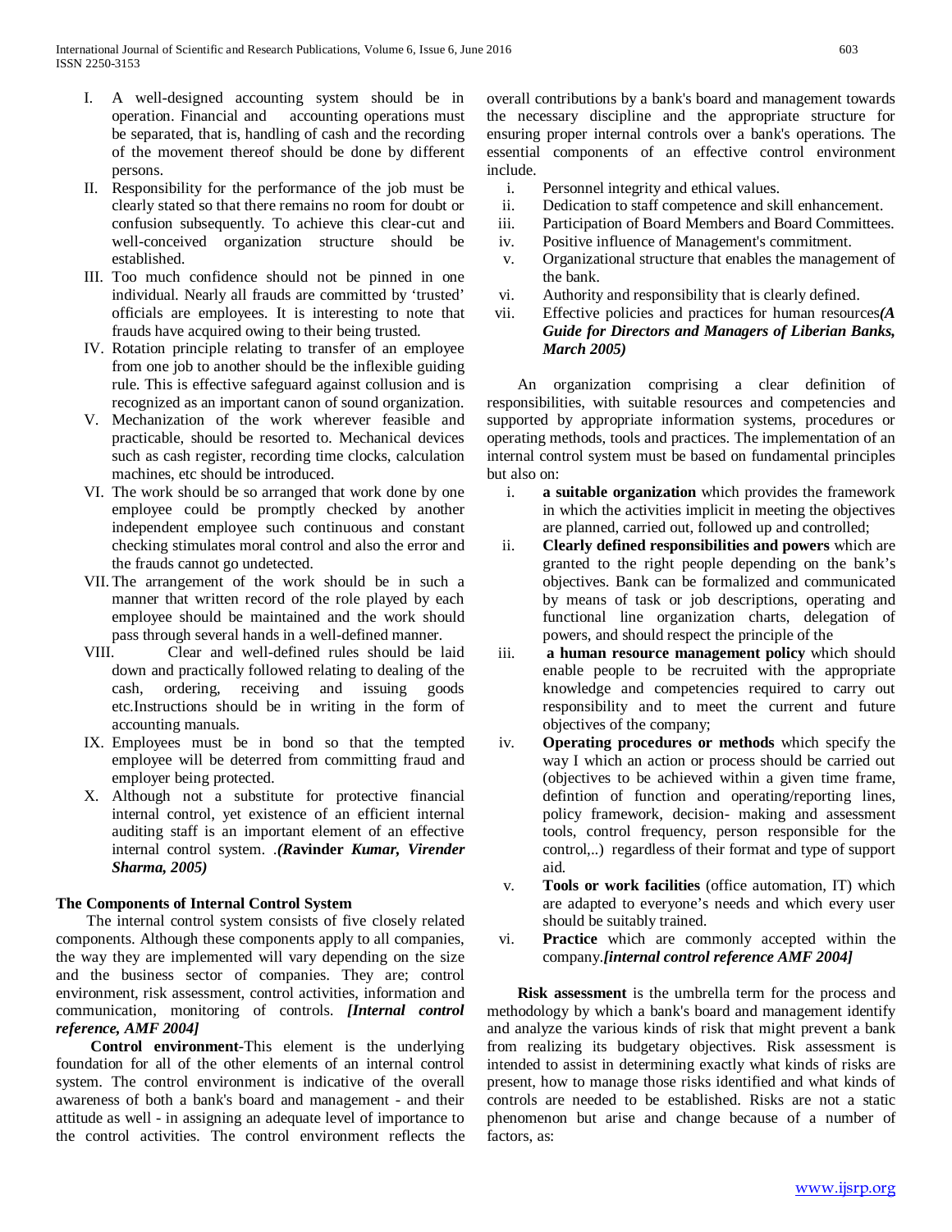I. A well-designed accounting system should be in operation. Financial and accounting operations must be separated, that is, handling of cash and the recording of the movement thereof should be done by different persons.

II. Responsibility for the performance of the job must be clearly stated so that there remains no room for doubt or confusion subsequently. To achieve this clear-cut and well-conceived organization structure should be established.

III. Too much confidence should not be pinned in one individual. Nearly all frauds are committed by 'trusted' officials are employees. It is interesting to note that frauds have acquired owing to their being trusted.

IV. Rotation principle relating to transfer of an employee from one job to another should be the inflexible guiding rule. This is effective safeguard against collusion and is recognized as an important canon of sound organization.

V. Mechanization of the work wherever feasible and practicable, should be resorted to. Mechanical devices such as cash register, recording time clocks, calculation machines, etc should be introduced.

VI. The work should be so arranged that work done by one employee could be promptly checked by another independent employee such continuous and constant checking stimulates moral control and also the error and the frauds cannot go undetected.

VII. The arrangement of the work should be in such a manner that written record of the role played by each employee should be maintained and the work should pass through several hands in a well-defined manner.

VIII. Clear and well-defined rules should be laid down and practically followed relating to dealing of the cash, ordering, receiving and issuing goods etc.Instructions should be in writing in the form of accounting manuals.

IX. Employees must be in bond so that the tempted employee will be deterred from committing fraud and employer being protected.

X. Although not a substitute for protective financial internal control, yet existence of an efficient internal auditing staff is an important element of an effective internal control system. .***(*Ravinder *Kumar, Virender Sharma, 2005)***

### The Components of Internal Control System

The internal control system consists of five closely related components. Although these components apply to all companies, the way they are implemented will vary depending on the size and the business sector of companies. They are; control environment, risk assessment, control activities, information and communication, monitoring of controls. ***[Internal control reference, AMF 2004]***

**Control environment**-This element is the underlying foundation for all of the other elements of an internal control system. The control environment is indicative of the overall awareness of both a bank's board and management - and their attitude as well - in assigning an adequate level of importance to the control activities. The control environment reflects the overall contributions by a bank's board and management towards the necessary discipline and the appropriate structure for ensuring proper internal controls over a bank's operations. The essential components of an effective control environment include.

i. Personnel integrity and ethical values.
ii. Dedication to staff competence and skill enhancement.
iii. Participation of Board Members and Board Committees.
iv. Positive influence of Management's commitment.
v. Organizational structure that enables the management of the bank.
vi. Authority and responsibility that is clearly defined.
vii. Effective policies and practices for human resources***(A Guide for Directors and Managers of Liberian Banks, March 2005)***

An organization comprising a clear definition of responsibilities, with suitable resources and competencies and supported by appropriate information systems, procedures or operating methods, tools and practices. The implementation of an internal control system must be based on fundamental principles but also on:

i. **a suitable organization** which provides the framework in which the activities implicit in meeting the objectives are planned, carried out, followed up and controlled;
ii. **Clearly defined responsibilities and powers** which are granted to the right people depending on the bank's objectives. Bank can be formalized and communicated by means of task or job descriptions, operating and functional line organization charts, delegation of powers, and should respect the principle of the
iii. **a human resource management policy** which should enable people to be recruited with the appropriate knowledge and competencies required to carry out responsibility and to meet the current and future objectives of the company;
iv. **Operating procedures or methods** which specify the way I which an action or process should be carried out (objectives to be achieved within a given time frame, defintion of function and operating/reporting lines, policy framework, decision- making and assessment tools, control frequency, person responsible for the control,..) regardless of their format and type of support aid.
v. **Tools or work facilities** (office automation, IT) which are adapted to everyone's needs and which every user should be suitably trained.
vi. **Practice** which are commonly accepted within the company.***[internal control reference AMF 2004]***

**Risk assessment** is the umbrella term for the process and methodology by which a bank's board and management identify and analyze the various kinds of risk that might prevent a bank from realizing its budgetary objectives. Risk assessment is intended to assist in determining exactly what kinds of risks are present, how to manage those risks identified and what kinds of controls are needed to be established. Risks are not a static phenomenon but arise and change because of a number of factors, as: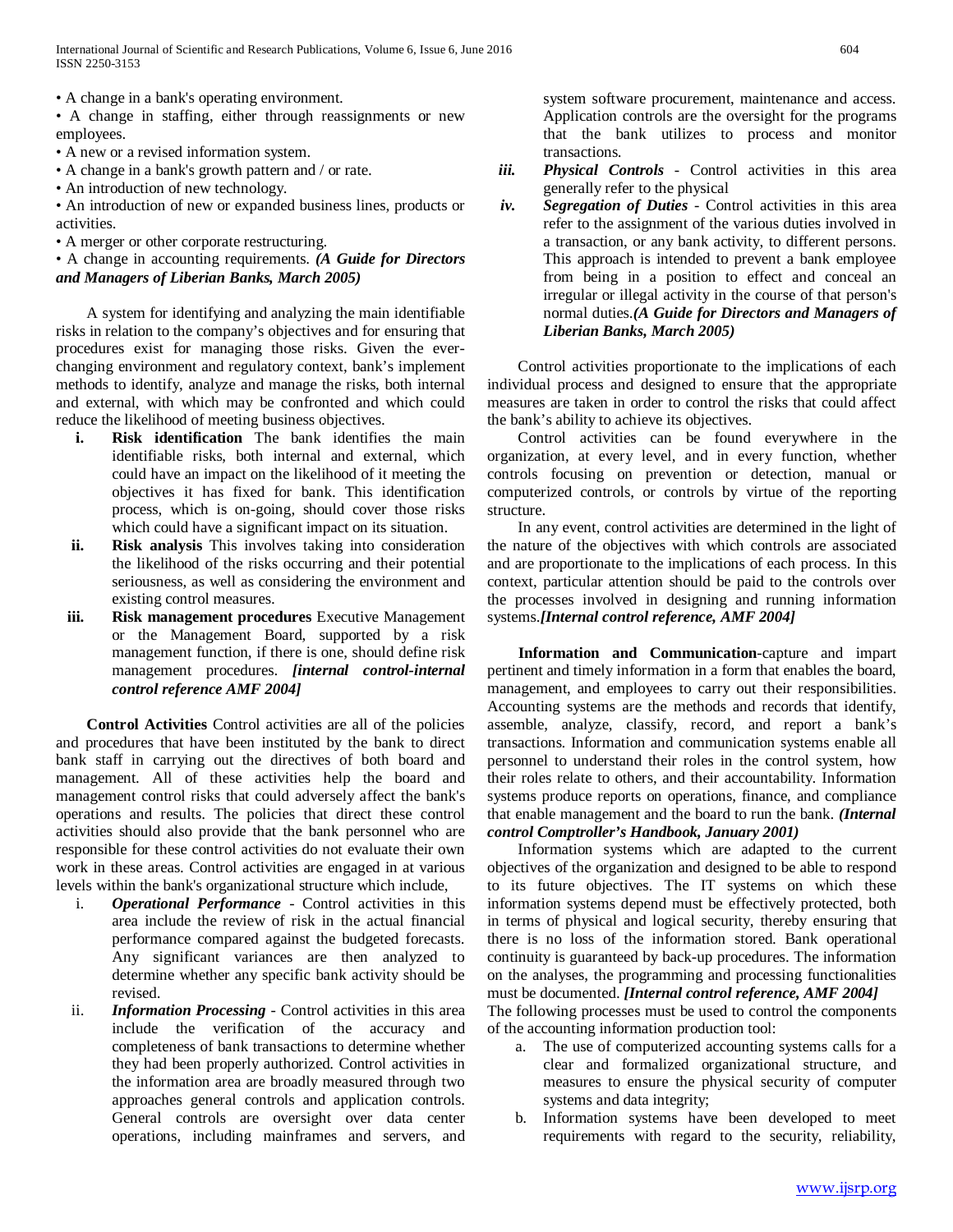• A change in a bank's operating environment.
• A change in staffing, either through reassignments or new employees.
• A new or a revised information system.
• A change in a bank's growth pattern and / or rate.
• An introduction of new technology.
• An introduction of new or expanded business lines, products or activities.
• A merger or other corporate restructuring.
• A change in accounting requirements. ***(A Guide for Directors and Managers of Liberian Banks, March 2005)***

A system for identifying and analyzing the main identifiable risks in relation to the company's objectives and for ensuring that procedures exist for managing those risks. Given the ever-changing environment and regulatory context, bank's implement methods to identify, analyze and manage the risks, both internal and external, with which may be confronted and which could reduce the likelihood of meeting business objectives.

i. **Risk identification** The bank identifies the main identifiable risks, both internal and external, which could have an impact on the likelihood of it meeting the objectives it has fixed for bank. This identification process, which is on-going, should cover those risks which could have a significant impact on its situation.
ii. **Risk analysis** This involves taking into consideration the likelihood of the risks occurring and their potential seriousness, as well as considering the environment and existing control measures.
iii. **Risk management procedures** Executive Management or the Management Board, supported by a risk management function, if there is one, should define risk management procedures. ***[internal control-internal control reference AMF 2004]***

**Control Activities** Control activities are all of the policies and procedures that have been instituted by the bank to direct bank staff in carrying out the directives of both board and management. All of these activities help the board and management control risks that could adversely affect the bank's operations and results. The policies that direct these control activities should also provide that the bank personnel who are responsible for these control activities do not evaluate their own work in these areas. Control activities are engaged in at various levels within the bank's organizational structure which include,

i. ***Operational Performance*** - Control activities in this area include the review of risk in the actual financial performance compared against the budgeted forecasts. Any significant variances are then analyzed to determine whether any specific bank activity should be revised.
ii. ***Information Processing*** - Control activities in this area include the verification of the accuracy and completeness of bank transactions to determine whether they had been properly authorized. Control activities in the information area are broadly measured through two approaches general controls and application controls. General controls are oversight over data center operations, including mainframes and servers, and system software procurement, maintenance and access. Application controls are the oversight for the programs that the bank utilizes to process and monitor transactions.
iii. ***Physical Controls*** - Control activities in this area generally refer to the physical
iv. ***Segregation of Duties*** - Control activities in this area refer to the assignment of the various duties involved in a transaction, or any bank activity, to different persons. This approach is intended to prevent a bank employee from being in a position to effect and conceal an irregular or illegal activity in the course of that person's normal duties.***(A Guide for Directors and Managers of Liberian Banks, March 2005)***

Control activities proportionate to the implications of each individual process and designed to ensure that the appropriate measures are taken in order to control the risks that could affect the bank's ability to achieve its objectives.

Control activities can be found everywhere in the organization, at every level, and in every function, whether controls focusing on prevention or detection, manual or computerized controls, or controls by virtue of the reporting structure.

In any event, control activities are determined in the light of the nature of the objectives with which controls are associated and are proportionate to the implications of each process. In this context, particular attention should be paid to the controls over the processes involved in designing and running information systems.***[Internal control reference, AMF 2004]***

**Information and Communication**-capture and impart pertinent and timely information in a form that enables the board, management, and employees to carry out their responsibilities. Accounting systems are the methods and records that identify, assemble, analyze, classify, record, and report a bank's transactions. Information and communication systems enable all personnel to understand their roles in the control system, how their roles relate to others, and their accountability. Information systems produce reports on operations, finance, and compliance that enable management and the board to run the bank. ***(Internal control Comptroller's Handbook, January 2001)***

Information systems which are adapted to the current objectives of the organization and designed to be able to respond to its future objectives. The IT systems on which these information systems depend must be effectively protected, both in terms of physical and logical security, thereby ensuring that there is no loss of the information stored. Bank operational continuity is guaranteed by back-up procedures. The information on the analyses, the programming and processing functionalities must be documented. ***[Internal control reference, AMF 2004]***

The following processes must be used to control the components of the accounting information production tool:

a. The use of computerized accounting systems calls for a clear and formalized organizational structure, and measures to ensure the physical security of computer systems and data integrity;
b. Information systems have been developed to meet requirements with regard to the security, reliability,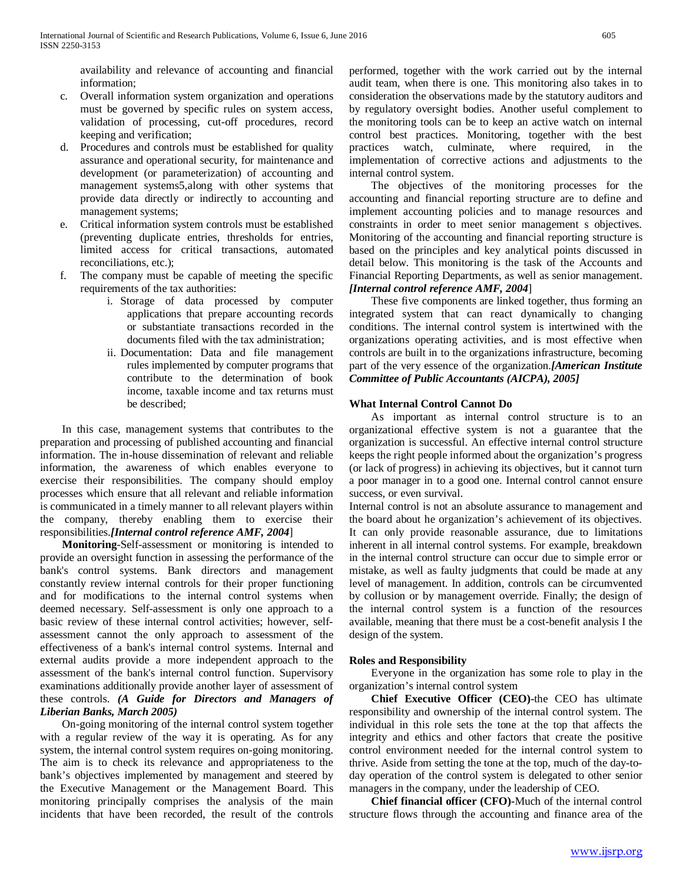availability and relevance of accounting and financial information;

c. Overall information system organization and operations must be governed by specific rules on system access, validation of processing, cut-off procedures, record keeping and verification;
d. Procedures and controls must be established for quality assurance and operational security, for maintenance and development (or parameterization) of accounting and management systems5,along with other systems that provide data directly or indirectly to accounting and management systems;
e. Critical information system controls must be established (preventing duplicate entries, thresholds for entries, limited access for critical transactions, automated reconciliations, etc.);
f. The company must be capable of meeting the specific requirements of the tax authorities:
    i. Storage of data processed by computer applications that prepare accounting records or substantiate transactions recorded in the documents filed with the tax administration;
    ii. Documentation: Data and file management rules implemented by computer programs that contribute to the determination of book income, taxable income and tax returns must be described;

In this case, management systems that contributes to the preparation and processing of published accounting and financial information. The in-house dissemination of relevant and reliable information, the awareness of which enables everyone to exercise their responsibilities. The company should employ processes which ensure that all relevant and reliable information is communicated in a timely manner to all relevant players within the company, thereby enabling them to exercise their responsibilities.***[Internal control reference AMF, 2004***]

**Monitoring**-Self-assessment or monitoring is intended to provide an oversight function in assessing the performance of the bank's control systems. Bank directors and management constantly review internal controls for their proper functioning and for modifications to the internal control systems when deemed necessary. Self-assessment is only one approach to a basic review of these internal control activities; however, self-assessment cannot the only approach to assessment of the effectiveness of a bank's internal control systems. Internal and external audits provide a more independent approach to the assessment of the bank's internal control function. Supervisory examinations additionally provide another layer of assessment of these controls. ***(A Guide for Directors and Managers of Liberian Banks, March 2005)***

On-going monitoring of the internal control system together with a regular review of the way it is operating. As for any system, the internal control system requires on-going monitoring. The aim is to check its relevance and appropriateness to the bank's objectives implemented by management and steered by the Executive Management or the Management Board. This monitoring principally comprises the analysis of the main incidents that have been recorded, the result of the controls performed, together with the work carried out by the internal audit team, when there is one. This monitoring also takes in to consideration the observations made by the statutory auditors and by regulatory oversight bodies. Another useful complement to the monitoring tools can be to keep an active watch on internal control best practices. Monitoring, together with the best practices watch, culminate, where required, in the implementation of corrective actions and adjustments to the internal control system.

The objectives of the monitoring processes for the accounting and financial reporting structure are to define and implement accounting policies and to manage resources and constraints in order to meet senior management s objectives. Monitoring of the accounting and financial reporting structure is based on the principles and key analytical points discussed in detail below. This monitoring is the task of the Accounts and Financial Reporting Departments, as well as senior management. ***[Internal control reference AMF, 2004***]

These five components are linked together, thus forming an integrated system that can react dynamically to changing conditions. The internal control system is intertwined with the organizations operating activities, and is most effective when controls are built in to the organizations infrastructure, becoming part of the very essence of the organization.***[American Institute Committee of Public Accountants (AICPA), 2005]***

**What Internal Control Cannot Do**

As important as internal control structure is to an organizational effective system is not a guarantee that the organization is successful. An effective internal control structure keeps the right people informed about the organization's progress (or lack of progress) in achieving its objectives, but it cannot turn a poor manager in to a good one. Internal control cannot ensure success, or even survival.

Internal control is not an absolute assurance to management and the board about he organization's achievement of its objectives. It can only provide reasonable assurance, due to limitations inherent in all internal control systems. For example, breakdown in the internal control structure can occur due to simple error or mistake, as well as faulty judgments that could be made at any level of management. In addition, controls can be circumvented by collusion or by management override. Finally; the design of the internal control system is a function of the resources available, meaning that there must be a cost-benefit analysis I the design of the system.

**Roles and Responsibility**

Everyone in the organization has some role to play in the organization's internal control system

**Chief Executive Officer (CEO)**-the CEO has ultimate responsibility and ownership of the internal control system. The individual in this role sets the tone at the top that affects the integrity and ethics and other factors that create the positive control environment needed for the internal control system to thrive. Aside from setting the tone at the top, much of the day-to-day operation of the control system is delegated to other senior managers in the company, under the leadership of CEO.

**Chief financial officer (CFO)**-Much of the internal control structure flows through the accounting and finance area of the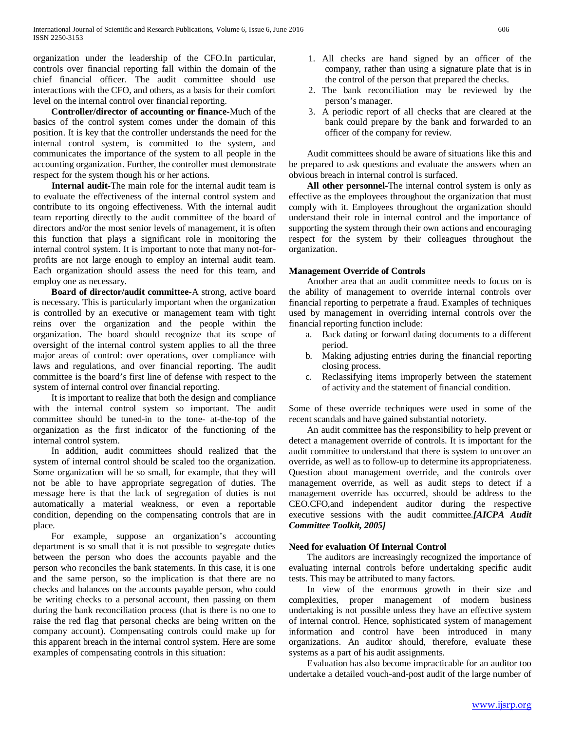organization under the leadership of the CFO.In particular, controls over financial reporting fall within the domain of the chief financial officer. The audit committee should use interactions with the CFO, and others, as a basis for their comfort level on the internal control over financial reporting.

**Controller/director of accounting or finance**-Much of the basics of the control system comes under the domain of this position. It is key that the controller understands the need for the internal control system, is committed to the system, and communicates the importance of the system to all people in the accounting organization. Further, the controller must demonstrate respect for the system though his or her actions.

**Internal audit**-The main role for the internal audit team is to evaluate the effectiveness of the internal control system and contribute to its ongoing effectiveness. With the internal audit team reporting directly to the audit committee of the board of directors and/or the most senior levels of management, it is often this function that plays a significant role in monitoring the internal control system. It is important to note that many not-for-profits are not large enough to employ an internal audit team. Each organization should assess the need for this team, and employ one as necessary.

**Board of director/audit committee**-A strong, active board is necessary. This is particularly important when the organization is controlled by an executive or management team with tight reins over the organization and the people within the organization. The board should recognize that its scope of oversight of the internal control system applies to all the three major areas of control: over operations, over compliance with laws and regulations, and over financial reporting. The audit committee is the board's first line of defense with respect to the system of internal control over financial reporting.

It is important to realize that both the design and compliance with the internal control system so important. The audit committee should be tuned-in to the tone- at-the-top of the organization as the first indicator of the functioning of the internal control system.

In addition, audit committees should realized that the system of internal control should be scaled too the organization. Some organization will be so small, for example, that they will not be able to have appropriate segregation of duties. The message here is that the lack of segregation of duties is not automatically a material weakness, or even a reportable condition, depending on the compensating controls that are in place.

For example, suppose an organization's accounting department is so small that it is not possible to segregate duties between the person who does the accounts payable and the person who reconciles the bank statements. In this case, it is one and the same person, so the implication is that there are no checks and balances on the accounts payable person, who could be writing checks to a personal account, then passing on them during the bank reconciliation process (that is there is no one to raise the red flag that personal checks are being written on the company account). Compensating controls could make up for this apparent breach in the internal control system. Here are some examples of compensating controls in this situation:

1. All checks are hand signed by an officer of the company, rather than using a signature plate that is in the control of the person that prepared the checks.
2. The bank reconciliation may be reviewed by the person's manager.
3. A periodic report of all checks that are cleared at the bank could prepare by the bank and forwarded to an officer of the company for review.

Audit committees should be aware of situations like this and be prepared to ask questions and evaluate the answers when an obvious breach in internal control is surfaced.

**All other personnel**-The internal control system is only as effective as the employees throughout the organization that must comply with it. Employees throughout the organization should understand their role in internal control and the importance of supporting the system through their own actions and encouraging respect for the system by their colleagues throughout the organization.

### Management Override of Controls

Another area that an audit committee needs to focus on is the ability of management to override internal controls over financial reporting to perpetrate a fraud. Examples of techniques used by management in overriding internal controls over the financial reporting function include:

a. Back dating or forward dating documents to a different period.
b. Making adjusting entries during the financial reporting closing process.
c. Reclassifying items improperly between the statement of activity and the statement of financial condition.

Some of these override techniques were used in some of the recent scandals and have gained substantial notoriety.

An audit committee has the responsibility to help prevent or detect a management override of controls. It is important for the audit committee to understand that there is system to uncover an override, as well as to follow-up to determine its appropriateness. Question about management override, and the controls over management override, as well as audit steps to detect if a management override has occurred, should be address to the CEO.CFO,and independent auditor during the respective executive sessions with the audit committee.***[AICPA Audit Committee Toolkit, 2005]***

### Need for evaluation Of Internal Control

The auditors are increasingly recognized the importance of evaluating internal controls before undertaking specific audit tests. This may be attributed to many factors.

In view of the enormous growth in their size and complexities, proper management of modern business undertaking is not possible unless they have an effective system of internal control. Hence, sophisticated system of management information and control have been introduced in many organizations. An auditor should, therefore, evaluate these systems as a part of his audit assignments.

Evaluation has also become impracticable for an auditor too undertake a detailed vouch-and-post audit of the large number of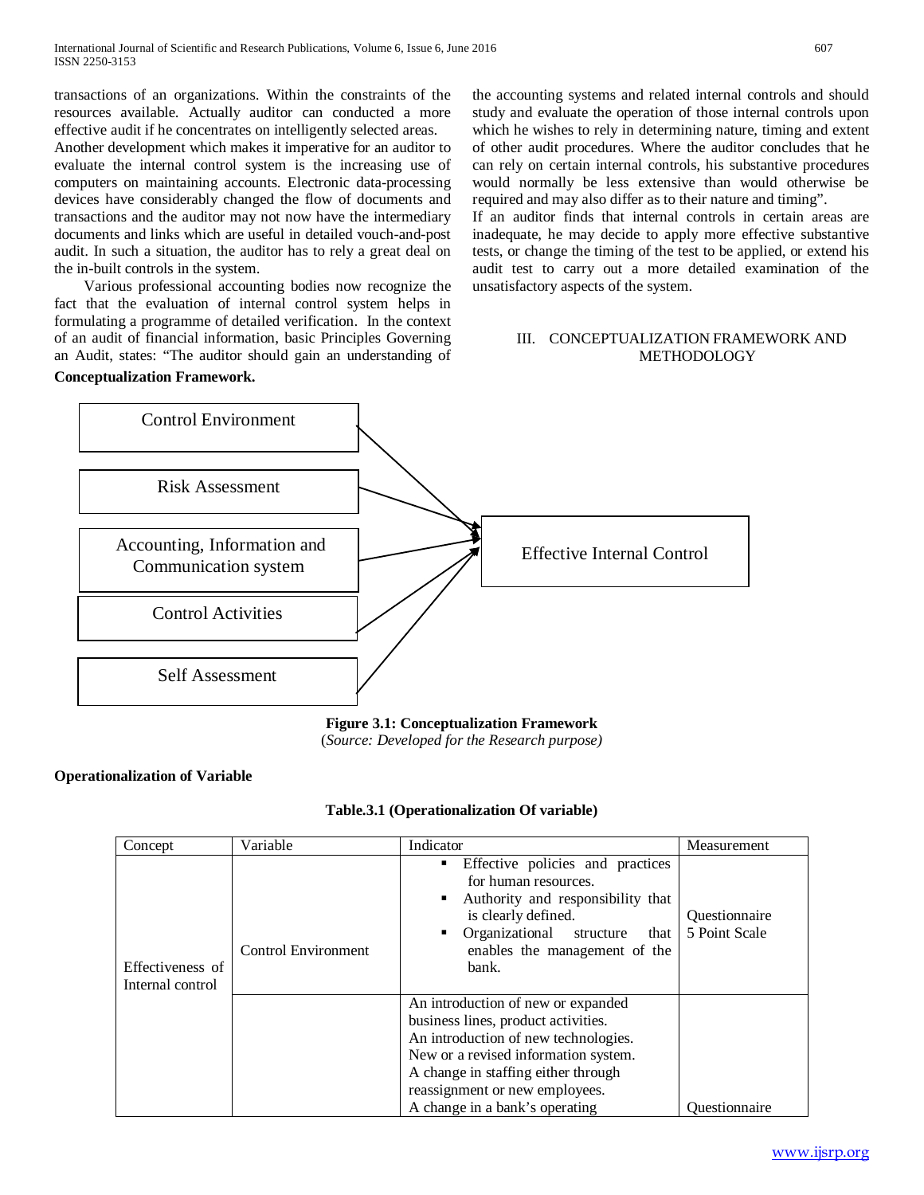transactions of an organizations. Within the constraints of the resources available. Actually auditor can conducted a more effective audit if he concentrates on intelligently selected areas.

Another development which makes it imperative for an auditor to evaluate the internal control system is the increasing use of computers on maintaining accounts. Electronic data-processing devices have considerably changed the flow of documents and transactions and the auditor may not now have the intermediary documents and links which are useful in detailed vouch-and-post audit. In such a situation, the auditor has to rely a great deal on the in-built controls in the system.

Various professional accounting bodies now recognize the fact that the evaluation of internal control system helps in formulating a programme of detailed verification. In the context of an audit of financial information, basic Principles Governing an Audit, states: "The auditor should gain an understanding of the accounting systems and related internal controls and should study and evaluate the operation of those internal controls upon which he wishes to rely in determining nature, timing and extent of other audit procedures. Where the auditor concludes that he can rely on certain internal controls, his substantive procedures would normally be less extensive than would otherwise be required and may also differ as to their nature and timing".

If an auditor finds that internal controls in certain areas are inadequate, he may decide to apply more effective substantive tests, or change the timing of the test to be applied, or extend his audit test to carry out a more detailed examination of the unsatisfactory aspects of the system.

## III. CONCEPTUALIZATION FRAMEWORK AND METHODOLOGY

**Conceptualization Framework.**

Control Environment → Effective Internal Control

Risk Assessment → Effective Internal Control

Accounting, Information and Communication system → Effective Internal Control

Control Activities → Effective Internal Control

Self Assessment → Effective Internal Control

**Figure 3.1: Conceptualization Framework**

(*Source: Developed for the Research purpose)*

**Operationalization of Variable**

**Table.3.1 (Operationalization Of variable)**

| Concept | Variable | Indicator | Measurement |
|---|---|---|---|
| Effectiveness of Internal control | Control Environment | ▪ Effective policies and practices for human resources.<br>▪ Authority and responsibility that is clearly defined.<br>▪ Organizational structure that enables the management of the bank. | Questionnaire 5 Point Scale |
| | | An introduction of new or expanded business lines, product activities.<br>An introduction of new technologies.<br>New or a revised information system.<br>A change in staffing either through reassignment or new employees.<br>A change in a bank's operating | Questionnaire |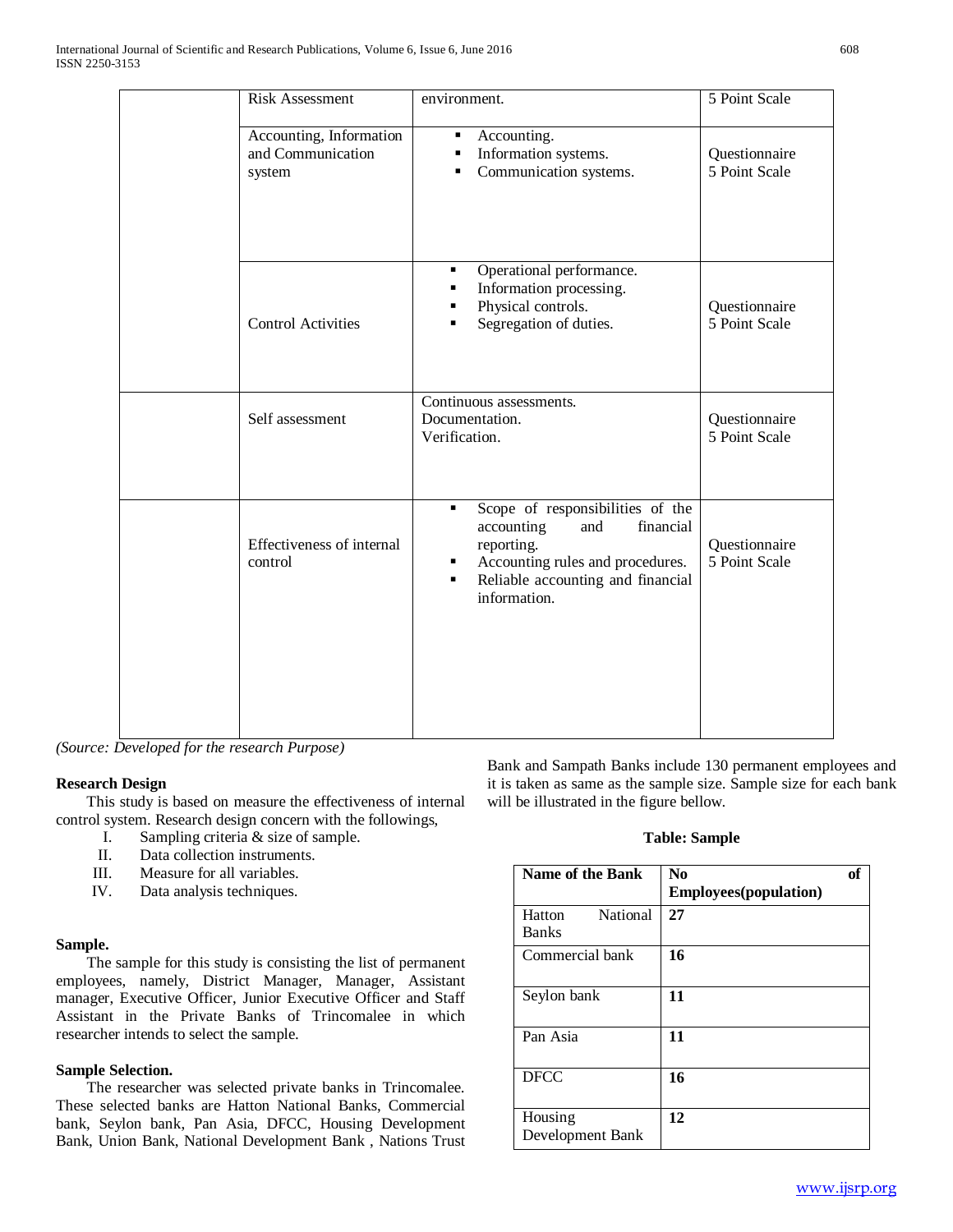| | Risk Assessment | environment. | 5 Point Scale |
|---|---|---|---|
| | Accounting, Information and Communication system | ▪ Accounting.<br>▪ Information systems.<br>▪ Communication systems. | Questionnaire 5 Point Scale |
| | Control Activities | ▪ Operational performance.<br>▪ Information processing.<br>▪ Physical controls.<br>▪ Segregation of duties. | Questionnaire 5 Point Scale |
| | Self assessment | Continuous assessments.<br>Documentation.<br>Verification. | Questionnaire 5 Point Scale |
| | Effectiveness of internal control | ▪ Scope of responsibilities of the accounting and financial reporting.<br>▪ Accounting rules and procedures.<br>▪ Reliable accounting and financial information. | Questionnaire 5 Point Scale |

*(Source: Developed for the research Purpose)*

**Research Design**

This study is based on measure the effectiveness of internal control system. Research design concern with the followings,

I. Sampling criteria & size of sample.
II. Data collection instruments.
III. Measure for all variables.
IV. Data analysis techniques.

**Sample.**

The sample for this study is consisting the list of permanent employees, namely, District Manager, Manager, Assistant manager, Executive Officer, Junior Executive Officer and Staff Assistant in the Private Banks of Trincomalee in which researcher intends to select the sample.

**Sample Selection.**

The researcher was selected private banks in Trincomalee. These selected banks are Hatton National Banks, Commercial bank, Seylon bank, Pan Asia, DFCC, Housing Development Bank, Union Bank, National Development Bank , Nations Trust Bank and Sampath Banks include 130 permanent employees and it is taken as same as the sample size. Sample size for each bank will be illustrated in the figure bellow.

**Table: Sample**

| Name of the Bank | No of Employees(population) |
|---|---|
| Hatton National Banks | **27** |
| Commercial bank | **16** |
| Seylon bank | **11** |
| Pan Asia | **11** |
| DFCC | **16** |
| Housing Development Bank | **12** |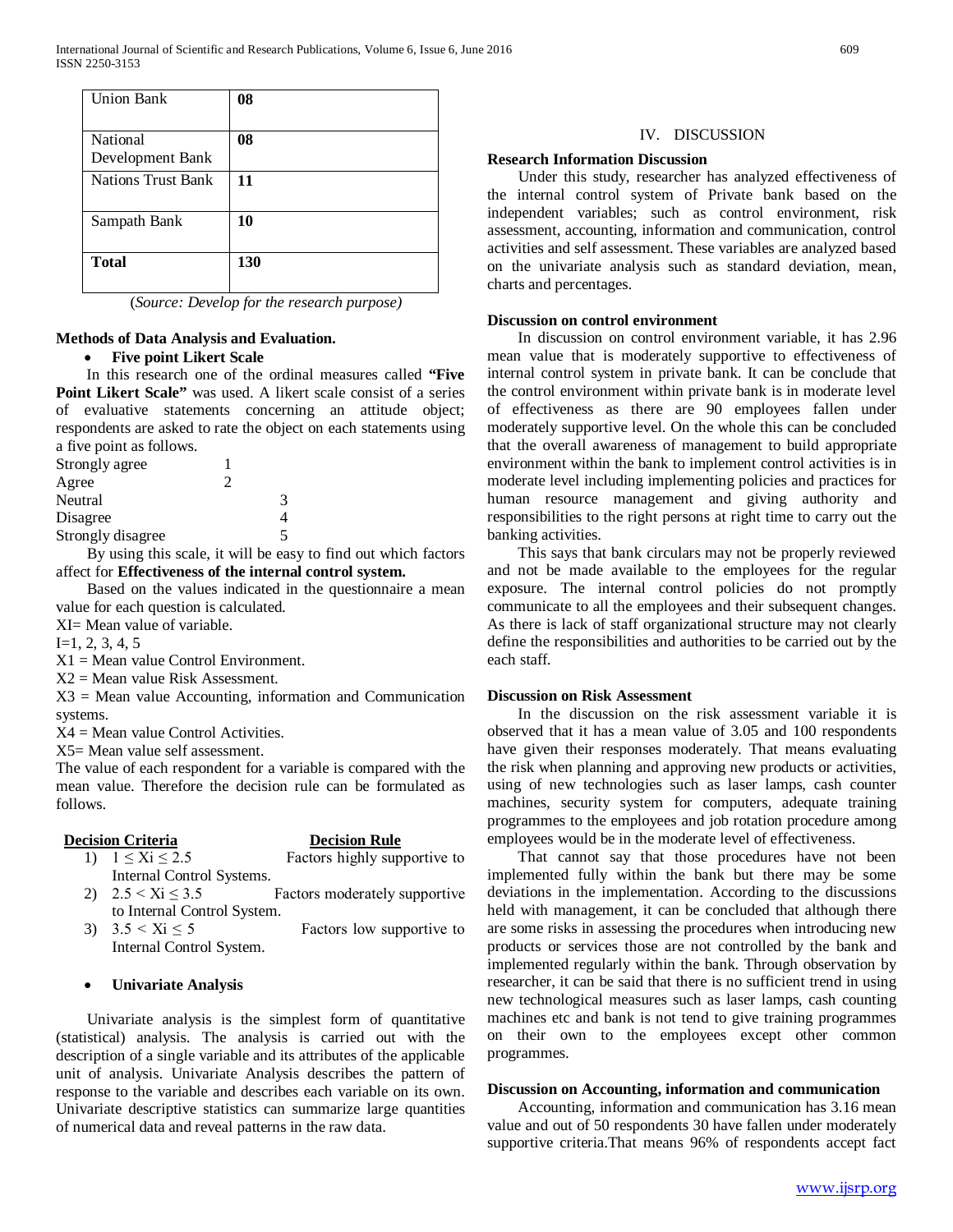| Union Bank | **08** |
|---|---|
| National Development Bank | **08** |
| Nations Trust Bank | **11** |
| Sampath Bank | **10** |
| **Total** | **130** |

(*Source: Develop for the research purpose)*

**Methods of Data Analysis and Evaluation.**

- **Five point Likert Scale**

In this research one of the ordinal measures called **"Five Point Likert Scale"** was used. A likert scale consist of a series of evaluative statements concerning an attitude object; respondents are asked to rate the object on each statements using a five point as follows.

Strongly agree 1
Agree 2
Neutral 3
Disagree 4
Strongly disagree 5

By using this scale, it will be easy to find out which factors affect for **Effectiveness of the internal control system.**

Based on the values indicated in the questionnaire a mean value for each question is calculated.

XI= Mean value of variable.
I=1, 2, 3, 4, 5
X1 = Mean value Control Environment.
X2 = Mean value Risk Assessment.
X3 = Mean value Accounting, information and Communication systems.
X4 = Mean value Control Activities.
X5= Mean value self assessment.

The value of each respondent for a variable is compared with the mean value. Therefore the decision rule can be formulated as follows.

| Decision Criteria | Decision Rule |
|---|---|
| 1) $1 \leq Xi \leq 2.5$ | Factors highly supportive to Internal Control Systems. |
| 2) $2.5 < Xi \leq 3.5$ | Factors moderately supportive to Internal Control System. |
| 3) $3.5 < Xi \leq 5$ | Factors low supportive to Internal Control System. |

- **Univariate Analysis**

Univariate analysis is the simplest form of quantitative (statistical) analysis. The analysis is carried out with the description of a single variable and its attributes of the applicable unit of analysis. Univariate Analysis describes the pattern of response to the variable and describes each variable on its own. Univariate descriptive statistics can summarize large quantities of numerical data and reveal patterns in the raw data.

## IV. DISCUSSION

**Research Information Discussion**

Under this study, researcher has analyzed effectiveness of the internal control system of Private bank based on the independent variables; such as control environment, risk assessment, accounting, information and communication, control activities and self assessment. These variables are analyzed based on the univariate analysis such as standard deviation, mean, charts and percentages.

**Discussion on control environment**

In discussion on control environment variable, it has 2.96 mean value that is moderately supportive to effectiveness of internal control system in private bank. It can be conclude that the control environment within private bank is in moderate level of effectiveness as there are 90 employees fallen under moderately supportive level. On the whole this can be concluded that the overall awareness of management to build appropriate environment within the bank to implement control activities is in moderate level including implementing policies and practices for human resource management and giving authority and responsibilities to the right persons at right time to carry out the banking activities.

This says that bank circulars may not be properly reviewed and not be made available to the employees for the regular exposure. The internal control policies do not promptly communicate to all the employees and their subsequent changes. As there is lack of staff organizational structure may not clearly define the responsibilities and authorities to be carried out by the each staff.

**Discussion on Risk Assessment**

In the discussion on the risk assessment variable it is observed that it has a mean value of 3.05 and 100 respondents have given their responses moderately. That means evaluating the risk when planning and approving new products or activities, using of new technologies such as laser lamps, cash counter machines, security system for computers, adequate training programmes to the employees and job rotation procedure among employees would be in the moderate level of effectiveness.

That cannot say that those procedures have not been implemented fully within the bank but there may be some deviations in the implementation. According to the discussions held with management, it can be concluded that although there are some risks in assessing the procedures when introducing new products or services those are not controlled by the bank and implemented regularly within the bank. Through observation by researcher, it can be said that there is no sufficient trend in using new technological measures such as laser lamps, cash counting machines etc and bank is not tend to give training programmes on their own to the employees except other common programmes.

**Discussion on Accounting, information and communication**

Accounting, information and communication has 3.16 mean value and out of 50 respondents 30 have fallen under moderately supportive criteria.That means 96% of respondents accept fact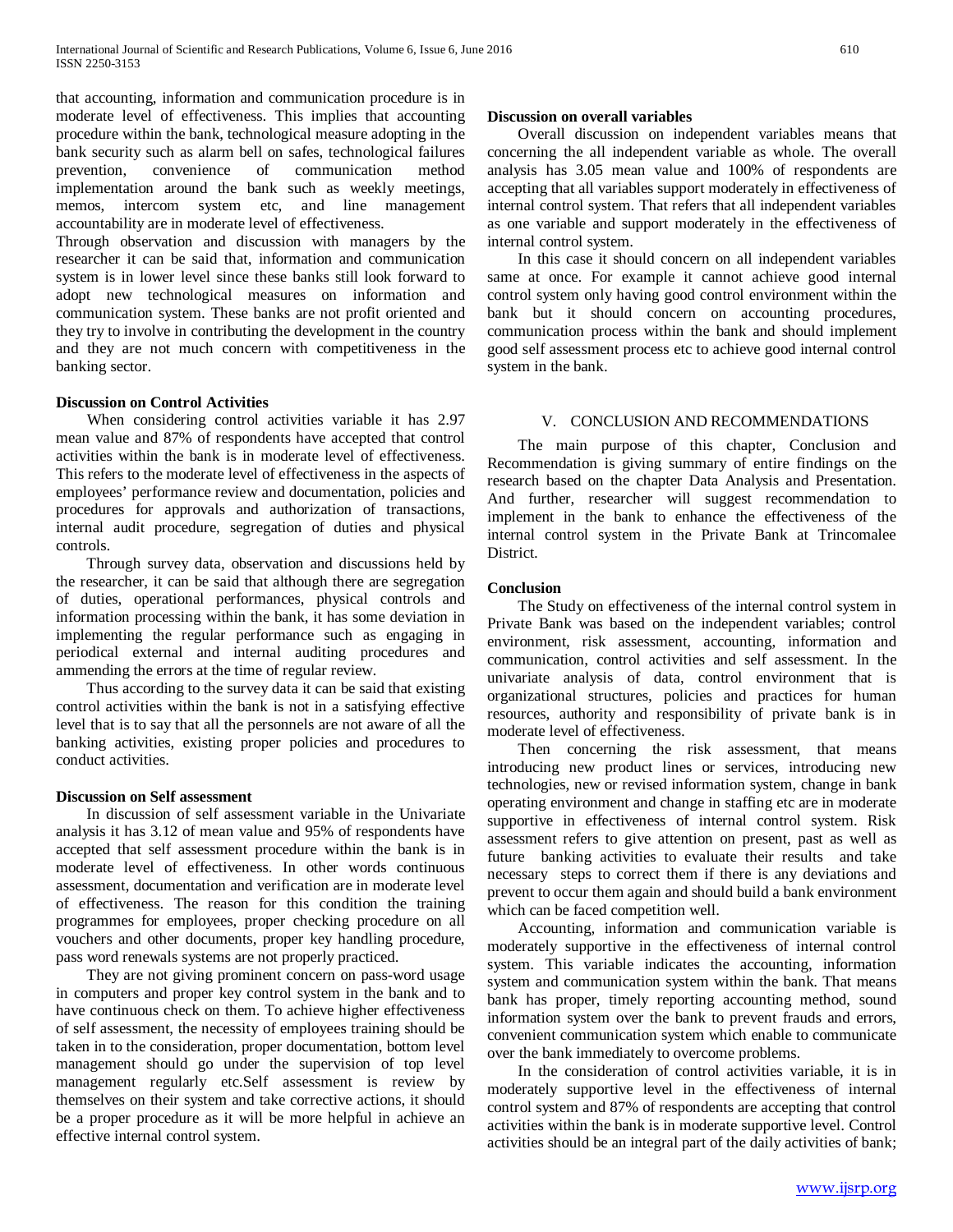that accounting, information and communication procedure is in moderate level of effectiveness. This implies that accounting procedure within the bank, technological measure adopting in the bank security such as alarm bell on safes, technological failures prevention, convenience of communication method implementation around the bank such as weekly meetings, memos, intercom system etc, and line management accountability are in moderate level of effectiveness.

Through observation and discussion with managers by the researcher it can be said that, information and communication system is in lower level since these banks still look forward to adopt new technological measures on information and communication system. These banks are not profit oriented and they try to involve in contributing the development in the country and they are not much concern with competitiveness in the banking sector.

**Discussion on Control Activities**

When considering control activities variable it has 2.97 mean value and 87% of respondents have accepted that control activities within the bank is in moderate level of effectiveness. This refers to the moderate level of effectiveness in the aspects of employees' performance review and documentation, policies and procedures for approvals and authorization of transactions, internal audit procedure, segregation of duties and physical controls.

Through survey data, observation and discussions held by the researcher, it can be said that although there are segregation of duties, operational performances, physical controls and information processing within the bank, it has some deviation in implementing the regular performance such as engaging in periodical external and internal auditing procedures and ammending the errors at the time of regular review.

Thus according to the survey data it can be said that existing control activities within the bank is not in a satisfying effective level that is to say that all the personnels are not aware of all the banking activities, existing proper policies and procedures to conduct activities.

**Discussion on Self assessment**

In discussion of self assessment variable in the Univariate analysis it has 3.12 of mean value and 95% of respondents have accepted that self assessment procedure within the bank is in moderate level of effectiveness. In other words continuous assessment, documentation and verification are in moderate level of effectiveness. The reason for this condition the training programmes for employees, proper checking procedure on all vouchers and other documents, proper key handling procedure, pass word renewals systems are not properly practiced.

They are not giving prominent concern on pass-word usage in computers and proper key control system in the bank and to have continuous check on them. To achieve higher effectiveness of self assessment, the necessity of employees training should be taken in to the consideration, proper documentation, bottom level management should go under the supervision of top level management regularly etc.Self assessment is review by themselves on their system and take corrective actions, it should be a proper procedure as it will be more helpful in achieve an effective internal control system.

**Discussion on overall variables**

Overall discussion on independent variables means that concerning the all independent variable as whole. The overall analysis has 3.05 mean value and 100% of respondents are accepting that all variables support moderately in effectiveness of internal control system. That refers that all independent variables as one variable and support moderately in the effectiveness of internal control system.

In this case it should concern on all independent variables same at once. For example it cannot achieve good internal control system only having good control environment within the bank but it should concern on accounting procedures, communication process within the bank and should implement good self assessment process etc to achieve good internal control system in the bank.

## V. CONCLUSION AND RECOMMENDATIONS

The main purpose of this chapter, Conclusion and Recommendation is giving summary of entire findings on the research based on the chapter Data Analysis and Presentation. And further, researcher will suggest recommendation to implement in the bank to enhance the effectiveness of the internal control system in the Private Bank at Trincomalee District.

**Conclusion**

The Study on effectiveness of the internal control system in Private Bank was based on the independent variables; control environment, risk assessment, accounting, information and communication, control activities and self assessment. In the univariate analysis of data, control environment that is organizational structures, policies and practices for human resources, authority and responsibility of private bank is in moderate level of effectiveness.

Then concerning the risk assessment, that means introducing new product lines or services, introducing new technologies, new or revised information system, change in bank operating environment and change in staffing etc are in moderate supportive in effectiveness of internal control system. Risk assessment refers to give attention on present, past as well as future banking activities to evaluate their results and take necessary steps to correct them if there is any deviations and prevent to occur them again and should build a bank environment which can be faced competition well.

Accounting, information and communication variable is moderately supportive in the effectiveness of internal control system. This variable indicates the accounting, information system and communication system within the bank. That means bank has proper, timely reporting accounting method, sound information system over the bank to prevent frauds and errors, convenient communication system which enable to communicate over the bank immediately to overcome problems.

In the consideration of control activities variable, it is in moderately supportive level in the effectiveness of internal control system and 87% of respondents are accepting that control activities within the bank is in moderate supportive level. Control activities should be an integral part of the daily activities of bank;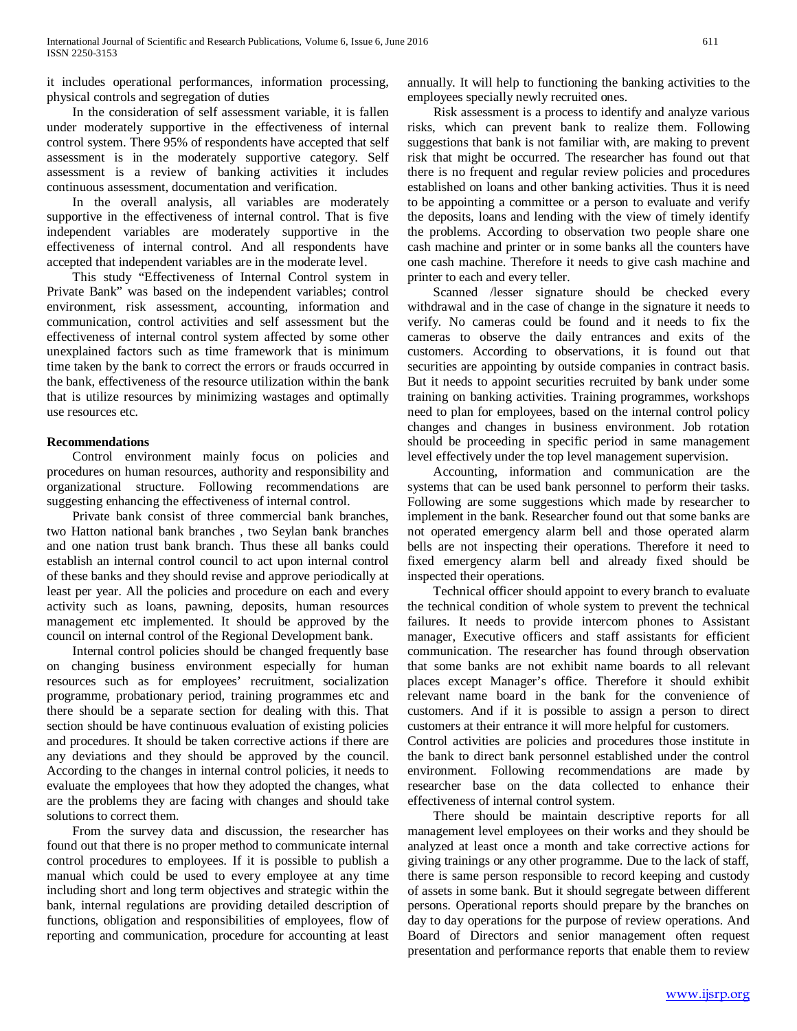it includes operational performances, information processing, physical controls and segregation of duties

In the consideration of self assessment variable, it is fallen under moderately supportive in the effectiveness of internal control system. There 95% of respondents have accepted that self assessment is in the moderately supportive category. Self assessment is a review of banking activities it includes continuous assessment, documentation and verification.

In the overall analysis, all variables are moderately supportive in the effectiveness of internal control. That is five independent variables are moderately supportive in the effectiveness of internal control. And all respondents have accepted that independent variables are in the moderate level.

This study "Effectiveness of Internal Control system in Private Bank" was based on the independent variables; control environment, risk assessment, accounting, information and communication, control activities and self assessment but the effectiveness of internal control system affected by some other unexplained factors such as time framework that is minimum time taken by the bank to correct the errors or frauds occurred in the bank, effectiveness of the resource utilization within the bank that is utilize resources by minimizing wastages and optimally use resources etc.

**Recommendations**

Control environment mainly focus on policies and procedures on human resources, authority and responsibility and organizational structure. Following recommendations are suggesting enhancing the effectiveness of internal control.

Private bank consist of three commercial bank branches, two Hatton national bank branches , two Seylan bank branches and one nation trust bank branch. Thus these all banks could establish an internal control council to act upon internal control of these banks and they should revise and approve periodically at least per year. All the policies and procedure on each and every activity such as loans, pawning, deposits, human resources management etc implemented. It should be approved by the council on internal control of the Regional Development bank.

Internal control policies should be changed frequently base on changing business environment especially for human resources such as for employees' recruitment, socialization programme, probationary period, training programmes etc and there should be a separate section for dealing with this. That section should be have continuous evaluation of existing policies and procedures. It should be taken corrective actions if there are any deviations and they should be approved by the council. According to the changes in internal control policies, it needs to evaluate the employees that how they adopted the changes, what are the problems they are facing with changes and should take solutions to correct them.

From the survey data and discussion, the researcher has found out that there is no proper method to communicate internal control procedures to employees. If it is possible to publish a manual which could be used to every employee at any time including short and long term objectives and strategic within the bank, internal regulations are providing detailed description of functions, obligation and responsibilities of employees, flow of reporting and communication, procedure for accounting at least annually. It will help to functioning the banking activities to the employees specially newly recruited ones.

Risk assessment is a process to identify and analyze various risks, which can prevent bank to realize them. Following suggestions that bank is not familiar with, are making to prevent risk that might be occurred. The researcher has found out that there is no frequent and regular review policies and procedures established on loans and other banking activities. Thus it is need to be appointing a committee or a person to evaluate and verify the deposits, loans and lending with the view of timely identify the problems. According to observation two people share one cash machine and printer or in some banks all the counters have one cash machine. Therefore it needs to give cash machine and printer to each and every teller.

Scanned /lesser signature should be checked every withdrawal and in the case of change in the signature it needs to verify. No cameras could be found and it needs to fix the cameras to observe the daily entrances and exits of the customers. According to observations, it is found out that securities are appointing by outside companies in contract basis. But it needs to appoint securities recruited by bank under some training on banking activities. Training programmes, workshops need to plan for employees, based on the internal control policy changes and changes in business environment. Job rotation should be proceeding in specific period in same management level effectively under the top level management supervision.

Accounting, information and communication are the systems that can be used bank personnel to perform their tasks. Following are some suggestions which made by researcher to implement in the bank. Researcher found out that some banks are not operated emergency alarm bell and those operated alarm bells are not inspecting their operations. Therefore it need to fixed emergency alarm bell and already fixed should be inspected their operations.

Technical officer should appoint to every branch to evaluate the technical condition of whole system to prevent the technical failures. It needs to provide intercom phones to Assistant manager, Executive officers and staff assistants for efficient communication. The researcher has found through observation that some banks are not exhibit name boards to all relevant places except Manager's office. Therefore it should exhibit relevant name board in the bank for the convenience of customers. And if it is possible to assign a person to direct customers at their entrance it will more helpful for customers.

Control activities are policies and procedures those institute in the bank to direct bank personnel established under the control environment. Following recommendations are made by researcher base on the data collected to enhance their effectiveness of internal control system.

There should be maintain descriptive reports for all management level employees on their works and they should be analyzed at least once a month and take corrective actions for giving trainings or any other programme. Due to the lack of staff, there is same person responsible to record keeping and custody of assets in some bank. But it should segregate between different persons. Operational reports should prepare by the branches on day to day operations for the purpose of review operations. And Board of Directors and senior management often request presentation and performance reports that enable them to review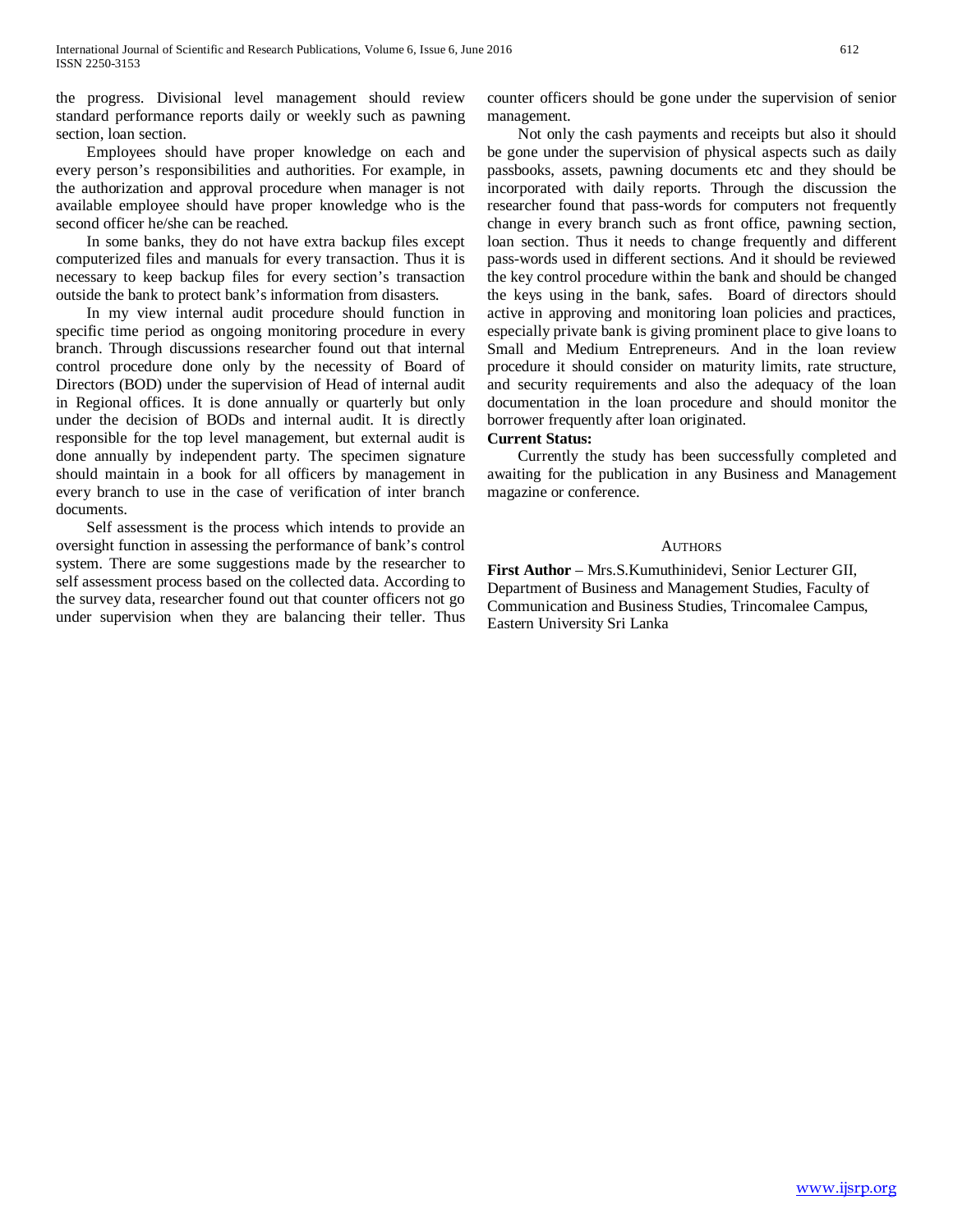the progress. Divisional level management should review standard performance reports daily or weekly such as pawning section, loan section.

Employees should have proper knowledge on each and every person's responsibilities and authorities. For example, in the authorization and approval procedure when manager is not available employee should have proper knowledge who is the second officer he/she can be reached.

In some banks, they do not have extra backup files except computerized files and manuals for every transaction. Thus it is necessary to keep backup files for every section's transaction outside the bank to protect bank's information from disasters.

In my view internal audit procedure should function in specific time period as ongoing monitoring procedure in every branch. Through discussions researcher found out that internal control procedure done only by the necessity of Board of Directors (BOD) under the supervision of Head of internal audit in Regional offices. It is done annually or quarterly but only under the decision of BODs and internal audit. It is directly responsible for the top level management, but external audit is done annually by independent party. The specimen signature should maintain in a book for all officers by management in every branch to use in the case of verification of inter branch documents.

Self assessment is the process which intends to provide an oversight function in assessing the performance of bank's control system. There are some suggestions made by the researcher to self assessment process based on the collected data. According to the survey data, researcher found out that counter officers not go under supervision when they are balancing their teller. Thus counter officers should be gone under the supervision of senior management.

Not only the cash payments and receipts but also it should be gone under the supervision of physical aspects such as daily passbooks, assets, pawning documents etc and they should be incorporated with daily reports. Through the discussion the researcher found that pass-words for computers not frequently change in every branch such as front office, pawning section, loan section. Thus it needs to change frequently and different pass-words used in different sections. And it should be reviewed the key control procedure within the bank and should be changed the keys using in the bank, safes. Board of directors should active in approving and monitoring loan policies and practices, especially private bank is giving prominent place to give loans to Small and Medium Entrepreneurs. And in the loan review procedure it should consider on maturity limits, rate structure, and security requirements and also the adequacy of the loan documentation in the loan procedure and should monitor the borrower frequently after loan originated.

**Current Status:**

Currently the study has been successfully completed and awaiting for the publication in any Business and Management magazine or conference.

## Authors

**First Author** – Mrs.S.Kumuthinidevi, Senior Lecturer GII, Department of Business and Management Studies, Faculty of Communication and Business Studies, Trincomalee Campus, Eastern University Sri Lanka